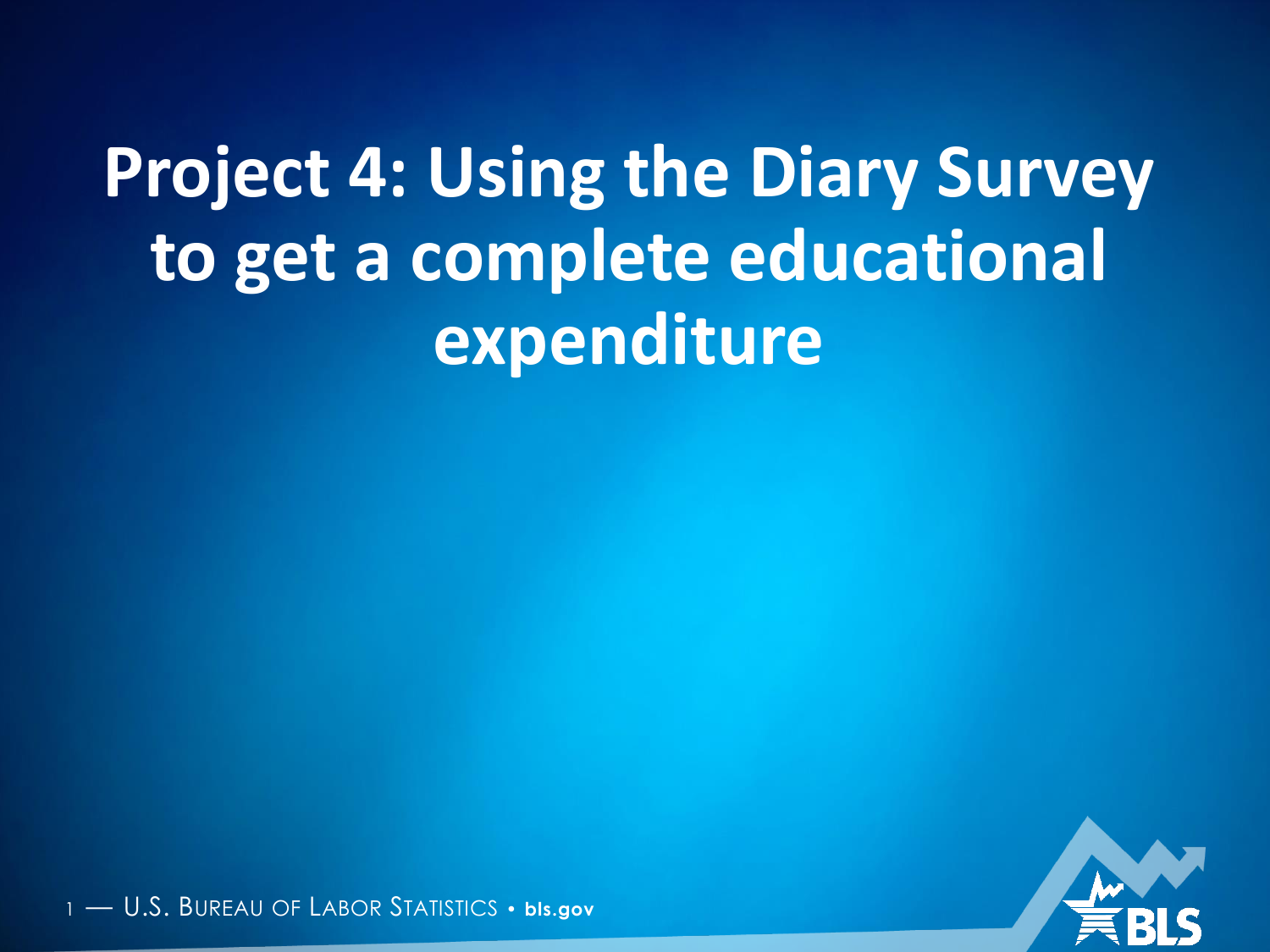# Project 4: Using the Diary Survey to get a complete educational expenditure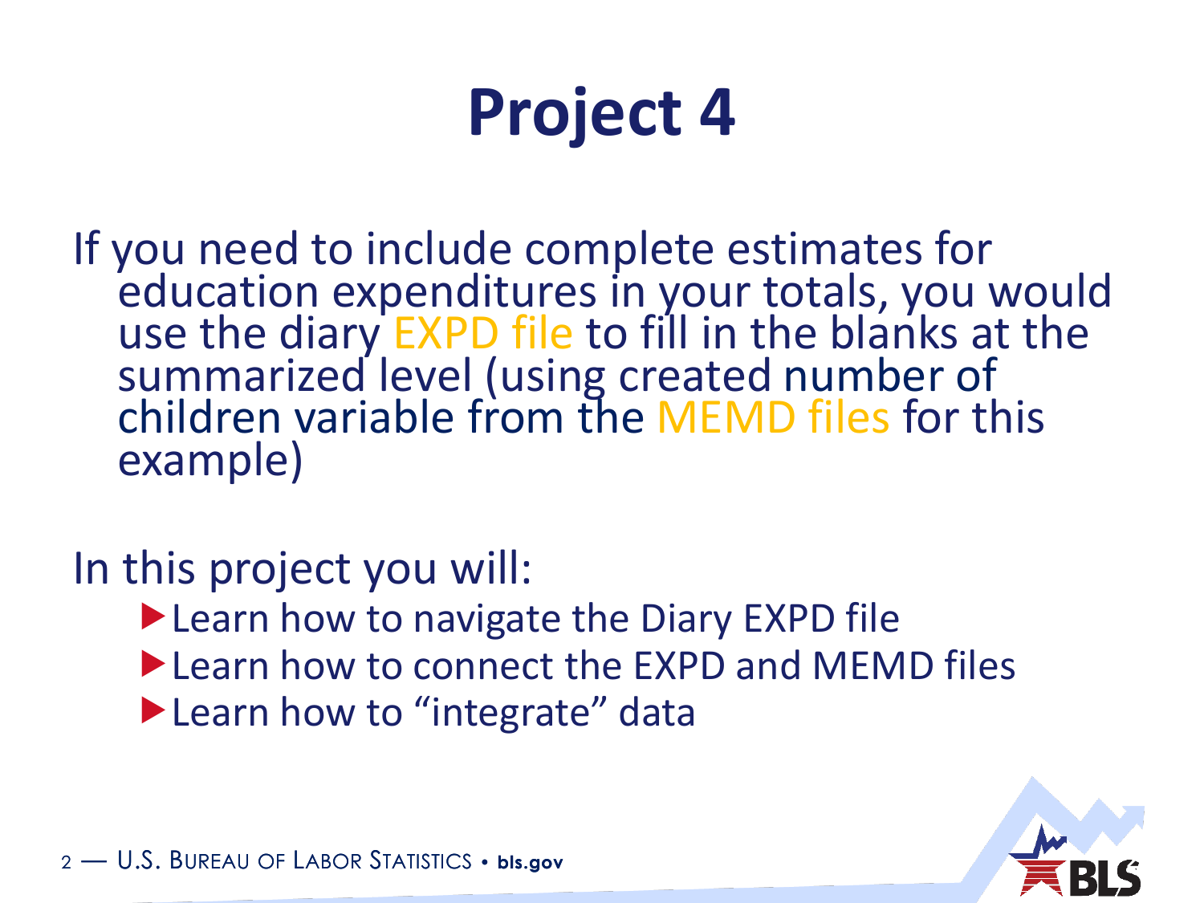# Project 4

If you need to include complete estimates for education expenditures in your totals, you would use the diary EXPD file to fill in the blanks at the summarized level (using created number of children variable from the MEMD files for this example)

In this project you will:

- Learn how to navigate the Diary EXPD file
- Learn how to connect the EXPD and MEMD files
- Learn how to "integrate" data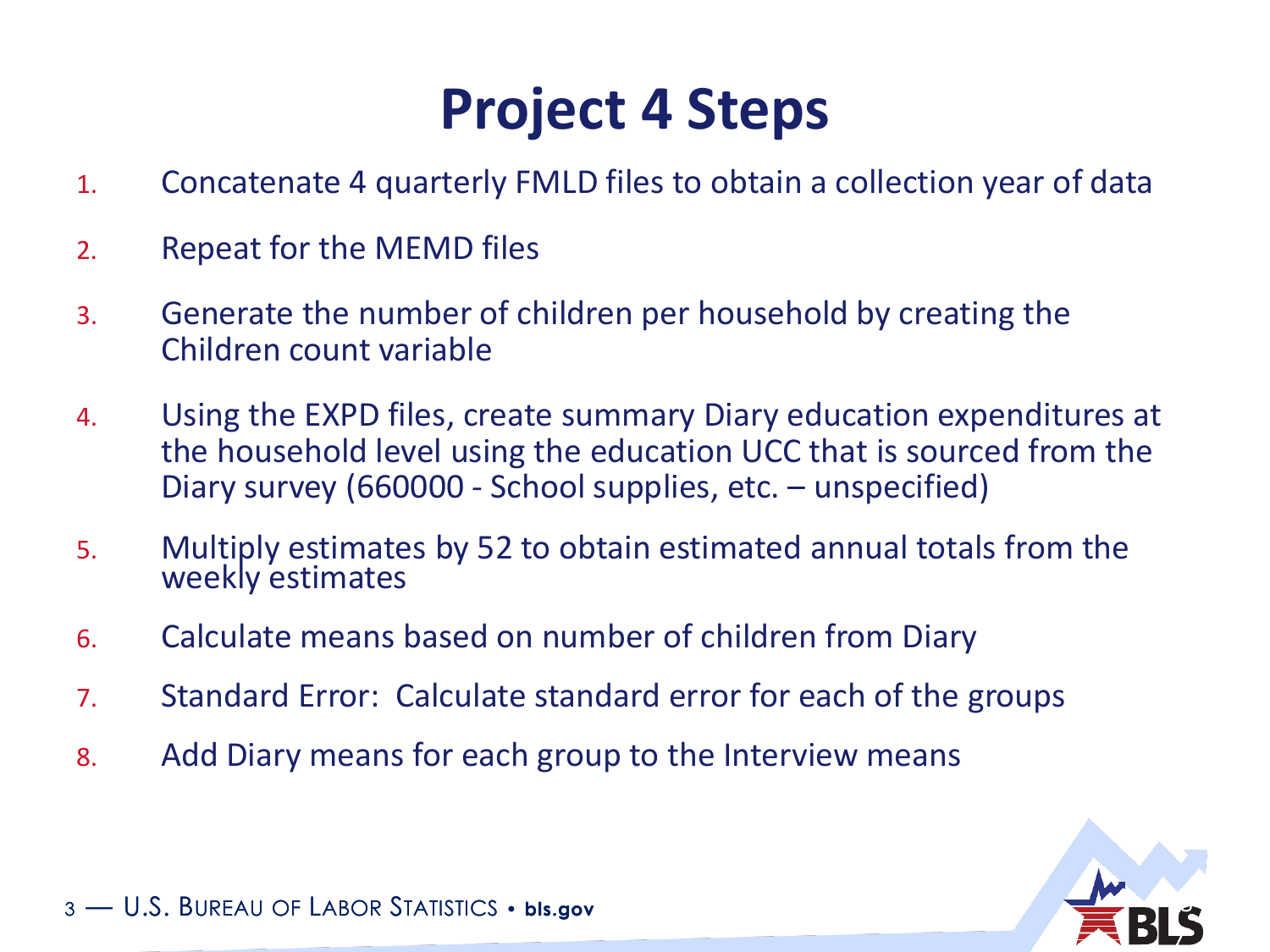# Project 4 Steps

1. Concatenate 4 quarterly FMLD files to obtain a collection year of data
2. Repeat for the MEMD files
3. Generate the number of children per household by creating the Children count variable
4. Using the EXPD files, create summary Diary education expenditures at the household level using the education UCC that is sourced from the Diary survey (660000 - School supplies, etc. – unspecified)
5. Multiply estimates by 52 to obtain estimated annual totals from the weekly estimates
6. Calculate means based on number of children from Diary
7. Standard Error: Calculate standard error for each of the groups
8. Add Diary means for each group to the Interview means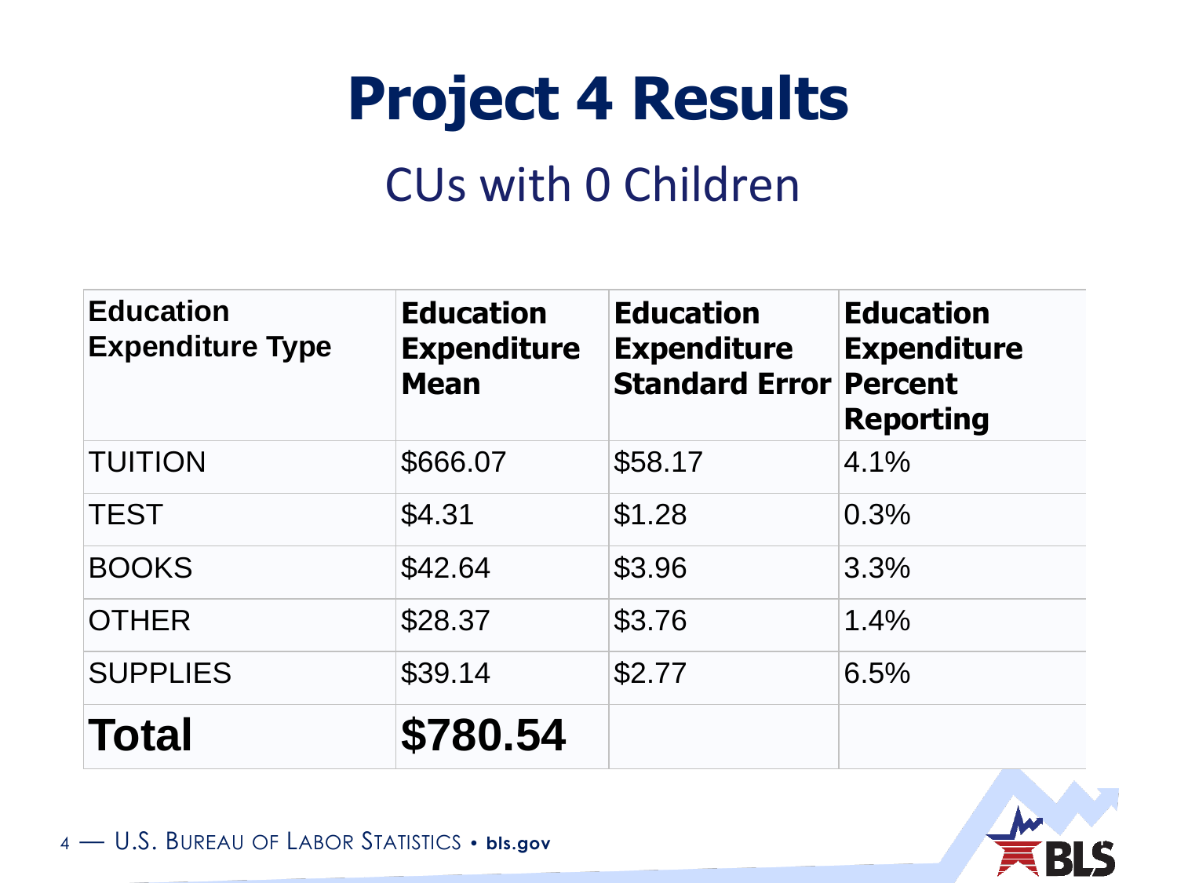# Project 4 Results

## CUs with 0 Children

| Education Expenditure Type | Education Expenditure Mean | Education Expenditure Standard Error | Education Expenditure Percent Reporting |
|---|---|---|---|
| TUITION | $666.07 | $58.17 | 4.1% |
| TEST | $4.31 | $1.28 | 0.3% |
| BOOKS | $42.64 | $3.96 | 3.3% |
| OTHER | $28.37 | $3.76 | 1.4% |
| SUPPLIES | $39.14 | $2.77 | 6.5% |
| **Total** | **$780.54** | | |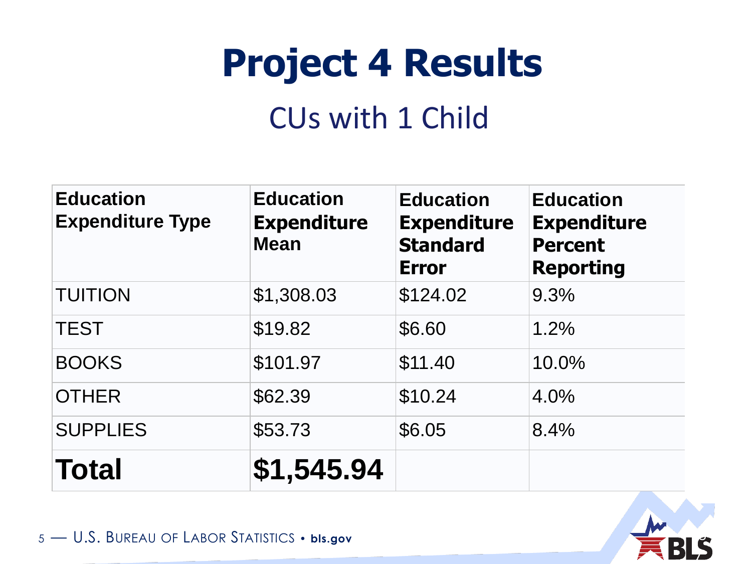# Project 4 Results

## CUs with 1 Child

| Education Expenditure Type | Education Expenditure Mean | Education Expenditure Standard Error | Education Expenditure Percent Reporting |
|---|---|---|---|
| TUITION | $1,308.03 | $124.02 | 9.3% |
| TEST | $19.82 | $6.60 | 1.2% |
| BOOKS | $101.97 | $11.40 | 10.0% |
| OTHER | $62.39 | $10.24 | 4.0% |
| SUPPLIES | $53.73 | $6.05 | 8.4% |
| **Total** | **$1,545.94** | | |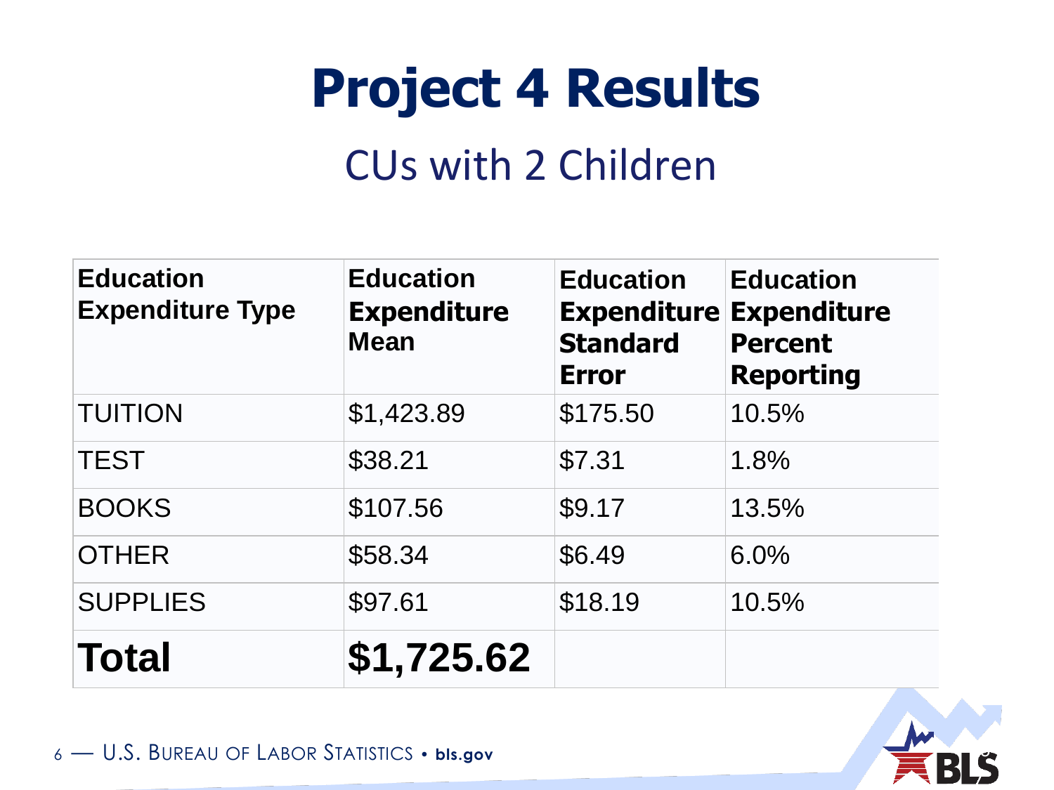# Project 4 Results

## CUs with 2 Children

| Education Expenditure Type | Education Expenditure Mean | Education Expenditure Standard Error | Education Expenditure Percent Reporting |
|---|---|---|---|
| TUITION | $1,423.89 | $175.50 | 10.5% |
| TEST | $38.21 | $7.31 | 1.8% |
| BOOKS | $107.56 | $9.17 | 13.5% |
| OTHER | $58.34 | $6.49 | 6.0% |
| SUPPLIES | $97.61 | $18.19 | 10.5% |
| **Total** | **$1,725.62** | | |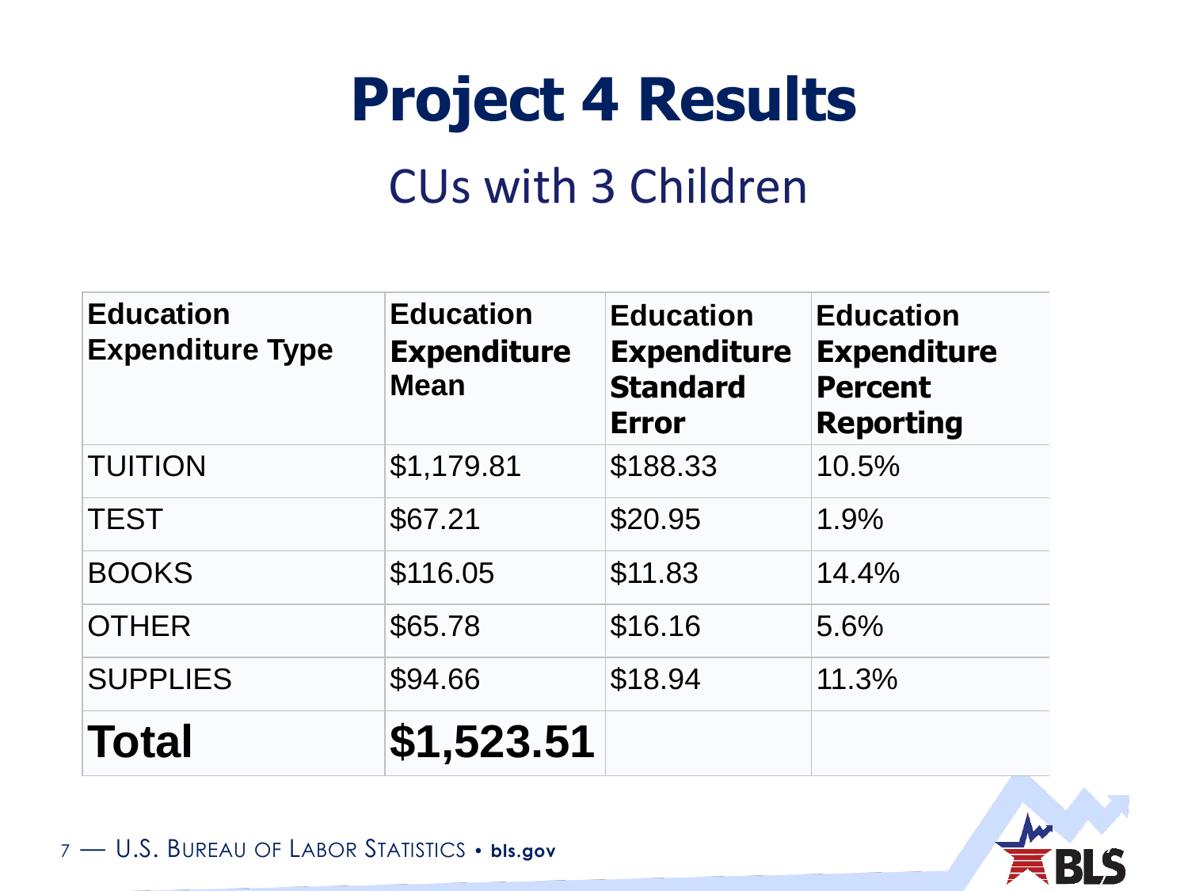# Project 4 Results

## CUs with 3 Children

| Education Expenditure Type | Education Expenditure Mean | Education Expenditure Standard Error | Education Expenditure Percent Reporting |
|---|---|---|---|
| TUITION | $1,179.81 | $188.33 | 10.5% |
| TEST | $67.21 | $20.95 | 1.9% |
| BOOKS | $116.05 | $11.83 | 14.4% |
| OTHER | $65.78 | $16.16 | 5.6% |
| SUPPLIES | $94.66 | $18.94 | 11.3% |
| **Total** | **$1,523.51** | | |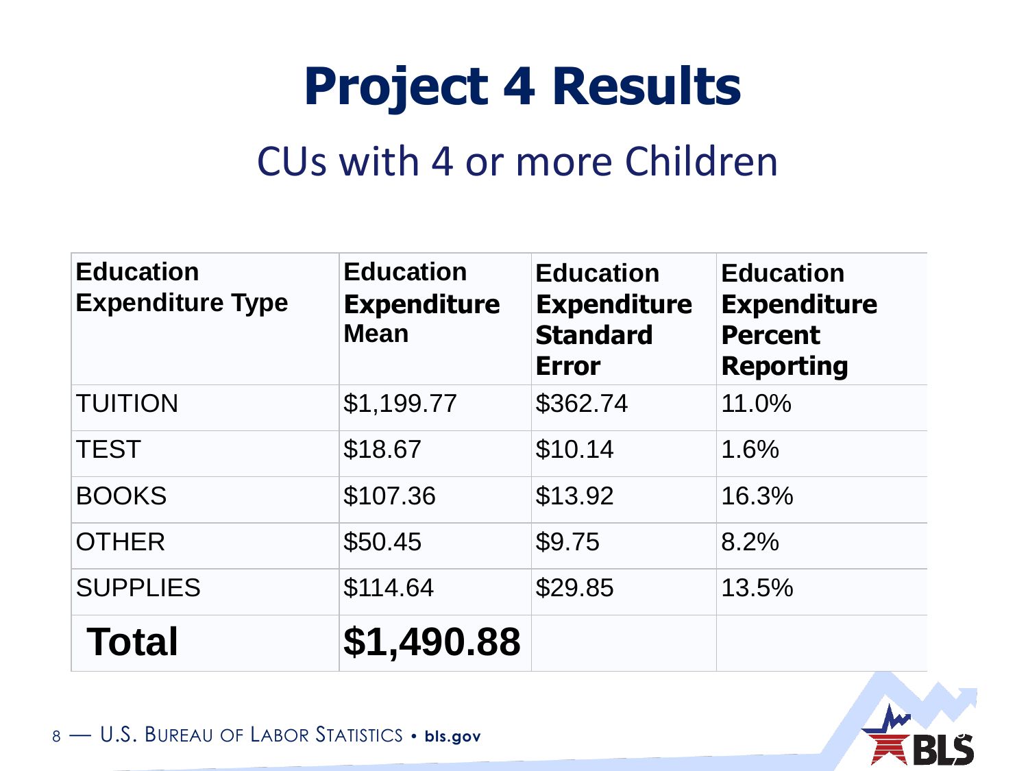# Project 4 Results

## CUs with 4 or more Children

| Education Expenditure Type | Education Expenditure Mean | Education Expenditure Standard Error | Education Expenditure Percent Reporting |
|---|---|---|---|
| TUITION | $1,199.77 | $362.74 | 11.0% |
| TEST | $18.67 | $10.14 | 1.6% |
| BOOKS | $107.36 | $13.92 | 16.3% |
| OTHER | $50.45 | $9.75 | 8.2% |
| SUPPLIES | $114.64 | $29.85 | 13.5% |
| **Total** | **$1,490.88** | | |